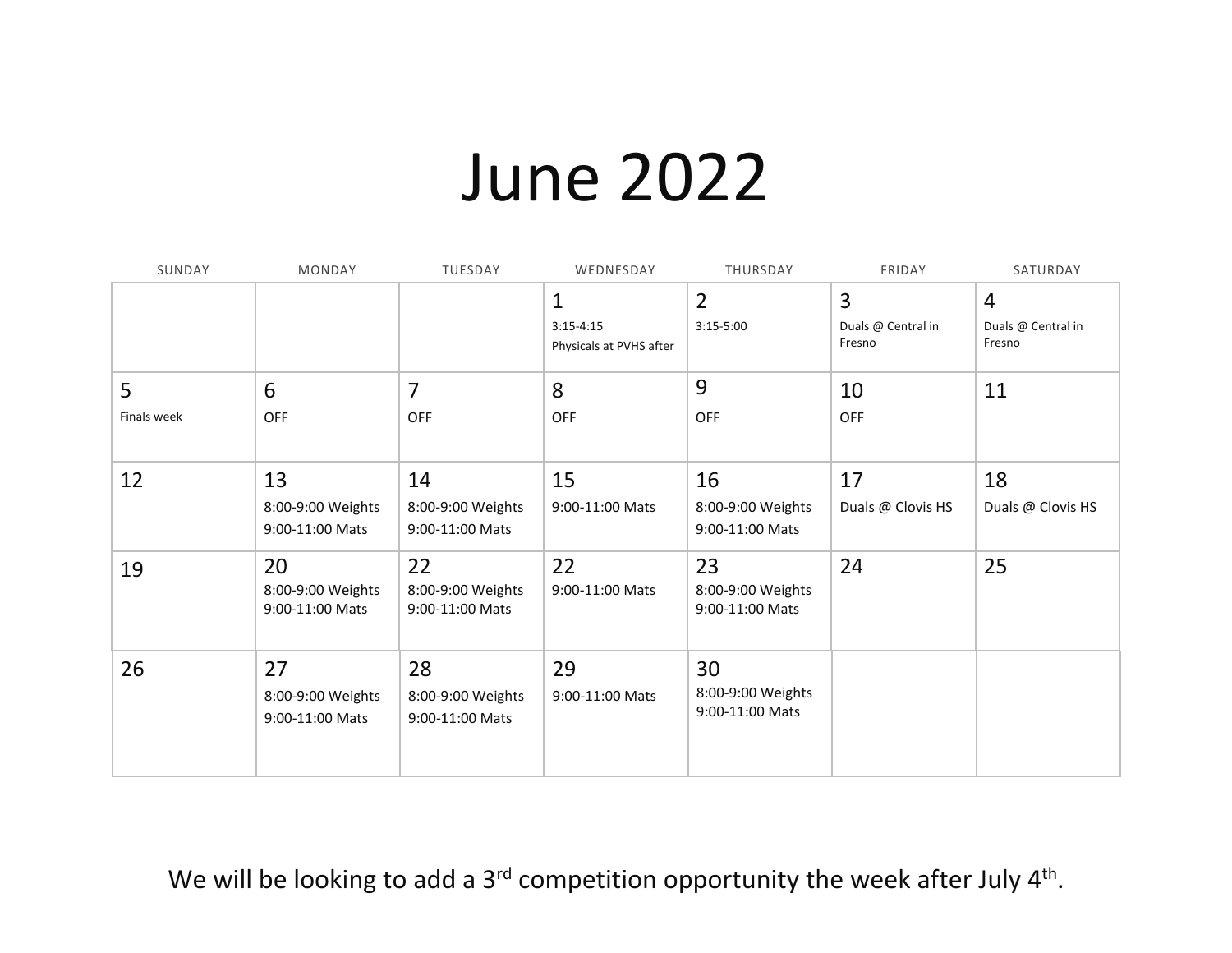# June 2022

| SUNDAY | MONDAY | TUESDAY | WEDNESDAY | THURSDAY | FRIDAY | SATURDAY |
|---|---|---|---|---|---|---|
| | | | 1<br>3:15-4:15<br>Physicals at PVHS after | 2<br>3:15-5:00 | 3<br>Duals @ Central in Fresno | 4<br>Duals @ Central in Fresno |
| 5<br>Finals week | 6<br>OFF | 7<br>OFF | 8<br>OFF | 9<br>OFF | 10<br>OFF | 11 |
| 12 | 13<br>8:00-9:00 Weights<br>9:00-11:00 Mats | 14<br>8:00-9:00 Weights<br>9:00-11:00 Mats | 15<br>9:00-11:00 Mats | 16<br>8:00-9:00 Weights<br>9:00-11:00 Mats | 17<br>Duals @ Clovis HS | 18<br>Duals @ Clovis HS |
| 19 | 20<br>8:00-9:00 Weights<br>9:00-11:00 Mats | 22<br>8:00-9:00 Weights<br>9:00-11:00 Mats | 22<br>9:00-11:00 Mats | 23<br>8:00-9:00 Weights<br>9:00-11:00 Mats | 24 | 25 |
| 26 | 27<br>8:00-9:00 Weights<br>9:00-11:00 Mats | 28<br>8:00-9:00 Weights<br>9:00-11:00 Mats | 29<br>9:00-11:00 Mats | 30<br>8:00-9:00 Weights<br>9:00-11:00 Mats | | |

We will be looking to add a 3rd competition opportunity the week after July 4th.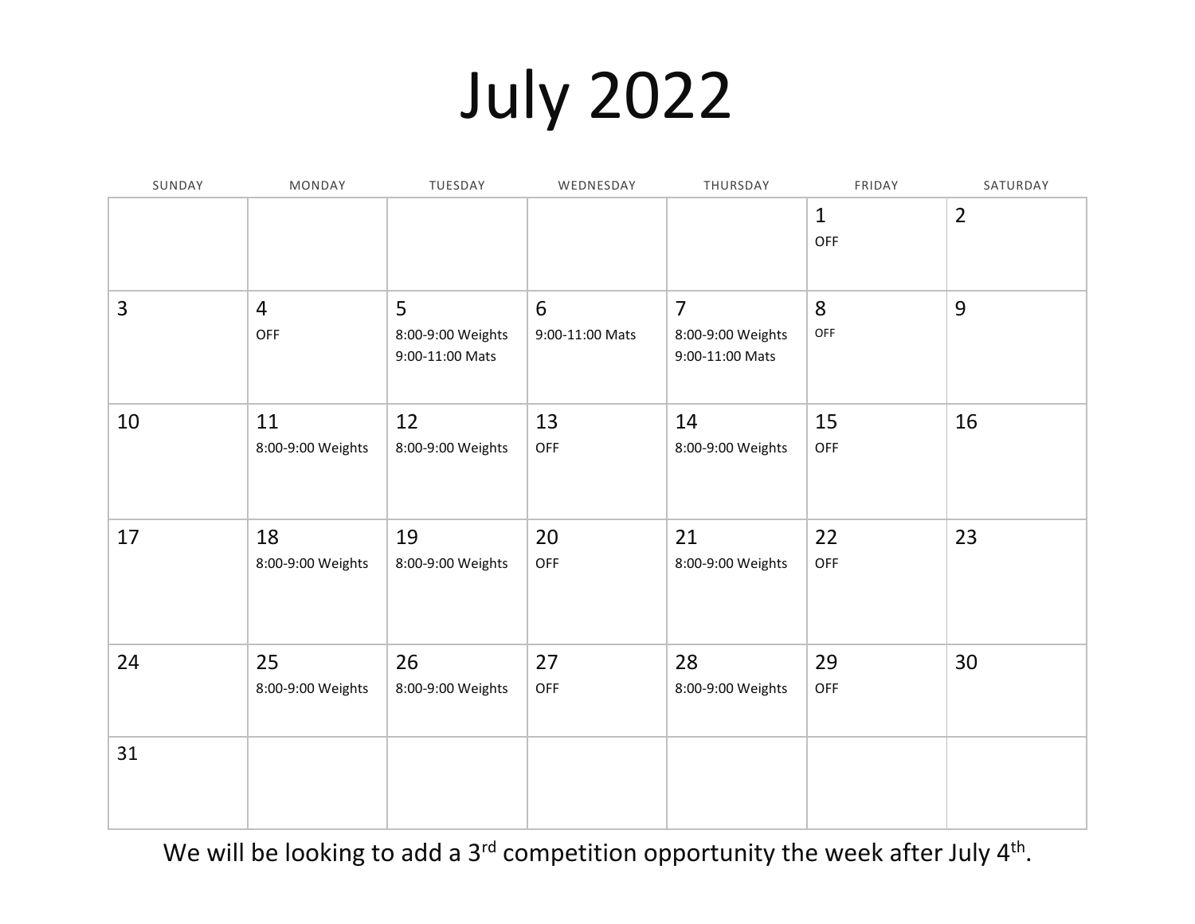# July 2022

| SUNDAY | MONDAY | TUESDAY | WEDNESDAY | THURSDAY | FRIDAY | SATURDAY |
|---|---|---|---|---|---|---|
| | | | | | 1 OFF | 2 |
| 3 | 4 OFF | 5 8:00-9:00 Weights 9:00-11:00 Mats | 6 9:00-11:00 Mats | 7 8:00-9:00 Weights 9:00-11:00 Mats | 8 OFF | 9 |
| 10 | 11 8:00-9:00 Weights | 12 8:00-9:00 Weights | 13 OFF | 14 8:00-9:00 Weights | 15 OFF | 16 |
| 17 | 18 8:00-9:00 Weights | 19 8:00-9:00 Weights | 20 OFF | 21 8:00-9:00 Weights | 22 OFF | 23 |
| 24 | 25 8:00-9:00 Weights | 26 8:00-9:00 Weights | 27 OFF | 28 8:00-9:00 Weights | 29 OFF | 30 |
| 31 | | | | | | |

We will be looking to add a 3rd competition opportunity the week after July 4th.